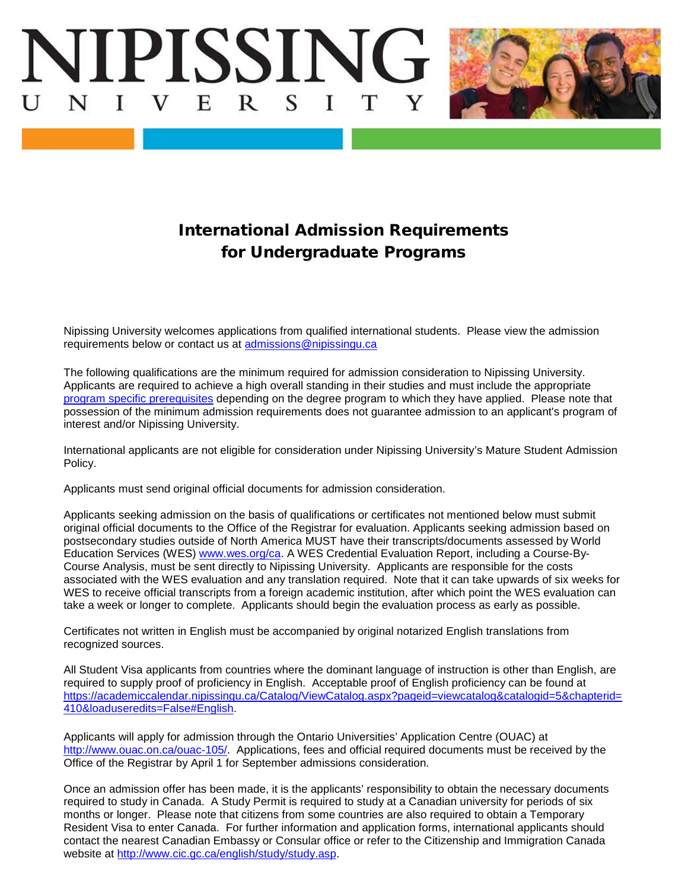# NIPISSING UNIVERSITY

## International Admission Requirements for Undergraduate Programs

Nipissing University welcomes applications from qualified international students. Please view the admission requirements below or contact us at admissions@nipissingu.ca

The following qualifications are the minimum required for admission consideration to Nipissing University. Applicants are required to achieve a high overall standing in their studies and must include the appropriate program specific prerequisites depending on the degree program to which they have applied. Please note that possession of the minimum admission requirements does not guarantee admission to an applicant's program of interest and/or Nipissing University.

International applicants are not eligible for consideration under Nipissing University's Mature Student Admission Policy.

Applicants must send original official documents for admission consideration.

Applicants seeking admission on the basis of qualifications or certificates not mentioned below must submit original official documents to the Office of the Registrar for evaluation. Applicants seeking admission based on postsecondary studies outside of North America MUST have their transcripts/documents assessed by World Education Services (WES) www.wes.org/ca. A WES Credential Evaluation Report, including a Course-By-Course Analysis, must be sent directly to Nipissing University. Applicants are responsible for the costs associated with the WES evaluation and any translation required. Note that it can take upwards of six weeks for WES to receive official transcripts from a foreign academic institution, after which point the WES evaluation can take a week or longer to complete. Applicants should begin the evaluation process as early as possible.

Certificates not written in English must be accompanied by original notarized English translations from recognized sources.

All Student Visa applicants from countries where the dominant language of instruction is other than English, are required to supply proof of proficiency in English. Acceptable proof of English proficiency can be found at https://academiccalendar.nipissingu.ca/Catalog/ViewCatalog.aspx?pageid=viewcatalog&catalogid=5&chapterid=410&loaduseredits=False#English.

Applicants will apply for admission through the Ontario Universities' Application Centre (OUAC) at http://www.ouac.on.ca/ouac-105/. Applications, fees and official required documents must be received by the Office of the Registrar by April 1 for September admissions consideration.

Once an admission offer has been made, it is the applicants' responsibility to obtain the necessary documents required to study in Canada. A Study Permit is required to study at a Canadian university for periods of six months or longer. Please note that citizens from some countries are also required to obtain a Temporary Resident Visa to enter Canada. For further information and application forms, international applicants should contact the nearest Canadian Embassy or Consular office or refer to the Citizenship and Immigration Canada website at http://www.cic.gc.ca/english/study/study.asp.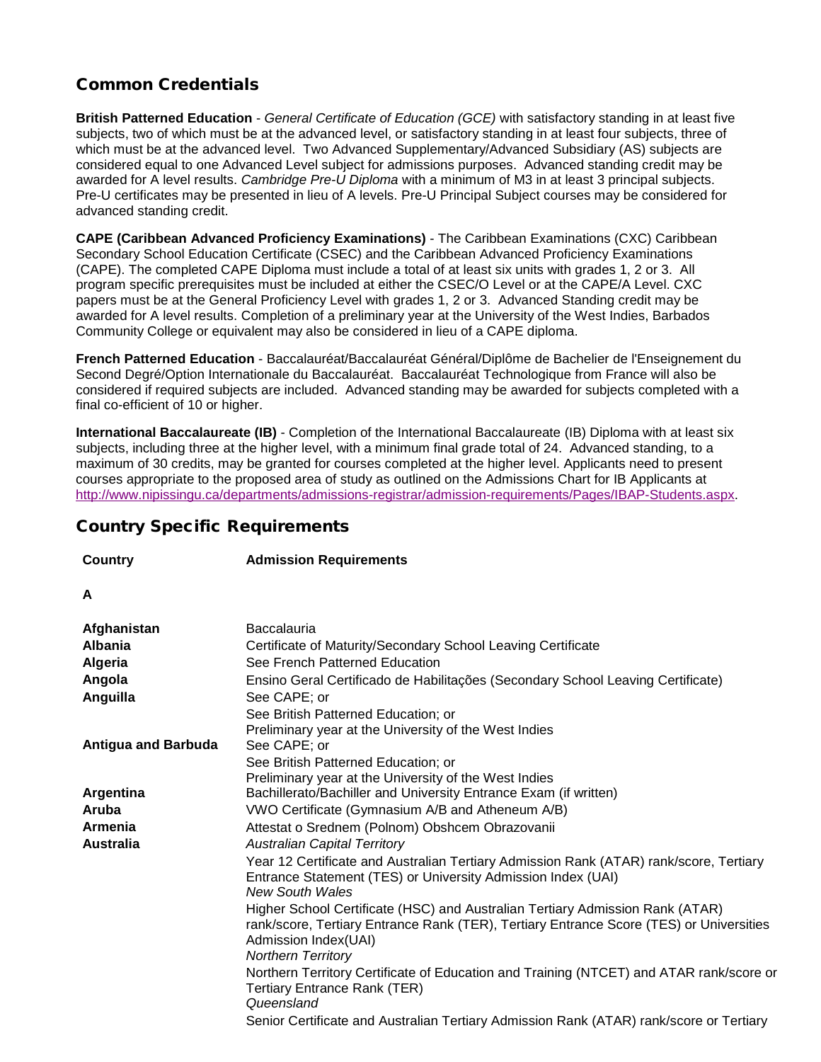## Common Credentials

**British Patterned Education** - *General Certificate of Education (GCE)* with satisfactory standing in at least five subjects, two of which must be at the advanced level, or satisfactory standing in at least four subjects, three of which must be at the advanced level. Two Advanced Supplementary/Advanced Subsidiary (AS) subjects are considered equal to one Advanced Level subject for admissions purposes. Advanced standing credit may be awarded for A level results. *Cambridge Pre-U Diploma* with a minimum of M3 in at least 3 principal subjects. Pre-U certificates may be presented in lieu of A levels. Pre-U Principal Subject courses may be considered for advanced standing credit.

**CAPE (Caribbean Advanced Proficiency Examinations)** - The Caribbean Examinations (CXC) Caribbean Secondary School Education Certificate (CSEC) and the Caribbean Advanced Proficiency Examinations (CAPE). The completed CAPE Diploma must include a total of at least six units with grades 1, 2 or 3. All program specific prerequisites must be included at either the CSEC/O Level or at the CAPE/A Level. CXC papers must be at the General Proficiency Level with grades 1, 2 or 3. Advanced Standing credit may be awarded for A level results. Completion of a preliminary year at the University of the West Indies, Barbados Community College or equivalent may also be considered in lieu of a CAPE diploma.

**French Patterned Education** - Baccalauréat/Baccalauréat Général/Diplôme de Bachelier de l'Enseignement du Second Degré/Option Internationale du Baccalauréat. Baccalauréat Technologique from France will also be considered if required subjects are included. Advanced standing may be awarded for subjects completed with a final co-efficient of 10 or higher.

**International Baccalaureate (IB)** - Completion of the International Baccalaureate (IB) Diploma with at least six subjects, including three at the higher level, with a minimum final grade total of 24. Advanced standing, to a maximum of 30 credits, may be granted for courses completed at the higher level. Applicants need to present courses appropriate to the proposed area of study as outlined on the Admissions Chart for IB Applicants at http://www.nipissingu.ca/departments/admissions-registrar/admission-requirements/Pages/IBAP-Students.aspx.

## Country Specific Requirements

| Country | Admission Requirements |
|---|---|
| **A** | |
| **Afghanistan** | Baccalauria |
| **Albania** | Certificate of Maturity/Secondary School Leaving Certificate |
| **Algeria** | See French Patterned Education |
| **Angola** | Ensino Geral Certificado de Habilitações (Secondary School Leaving Certificate) |
| **Anguilla** | See CAPE; or<br>See British Patterned Education; or<br>Preliminary year at the University of the West Indies |
| **Antigua and Barbuda** | See CAPE; or<br>See British Patterned Education; or<br>Preliminary year at the University of the West Indies |
| **Argentina** | Bachillerato/Bachiller and University Entrance Exam (if written) |
| **Aruba** | VWO Certificate (Gymnasium A/B and Atheneum A/B) |
| **Armenia** | Attestat o Srednem (Polnom) Obshcem Obrazovanii |
| **Australia** | *Australian Capital Territory*<br>Year 12 Certificate and Australian Tertiary Admission Rank (ATAR) rank/score, Tertiary Entrance Statement (TES) or University Admission Index (UAI)<br>*New South Wales*<br>Higher School Certificate (HSC) and Australian Tertiary Admission Rank (ATAR) rank/score, Tertiary Entrance Rank (TER), Tertiary Entrance Score (TES) or Universities Admission Index(UAI)<br>*Northern Territory*<br>Northern Territory Certificate of Education and Training (NTCET) and ATAR rank/score or Tertiary Entrance Rank (TER)<br>*Queensland*<br>Senior Certificate and Australian Tertiary Admission Rank (ATAR) rank/score or Tertiary |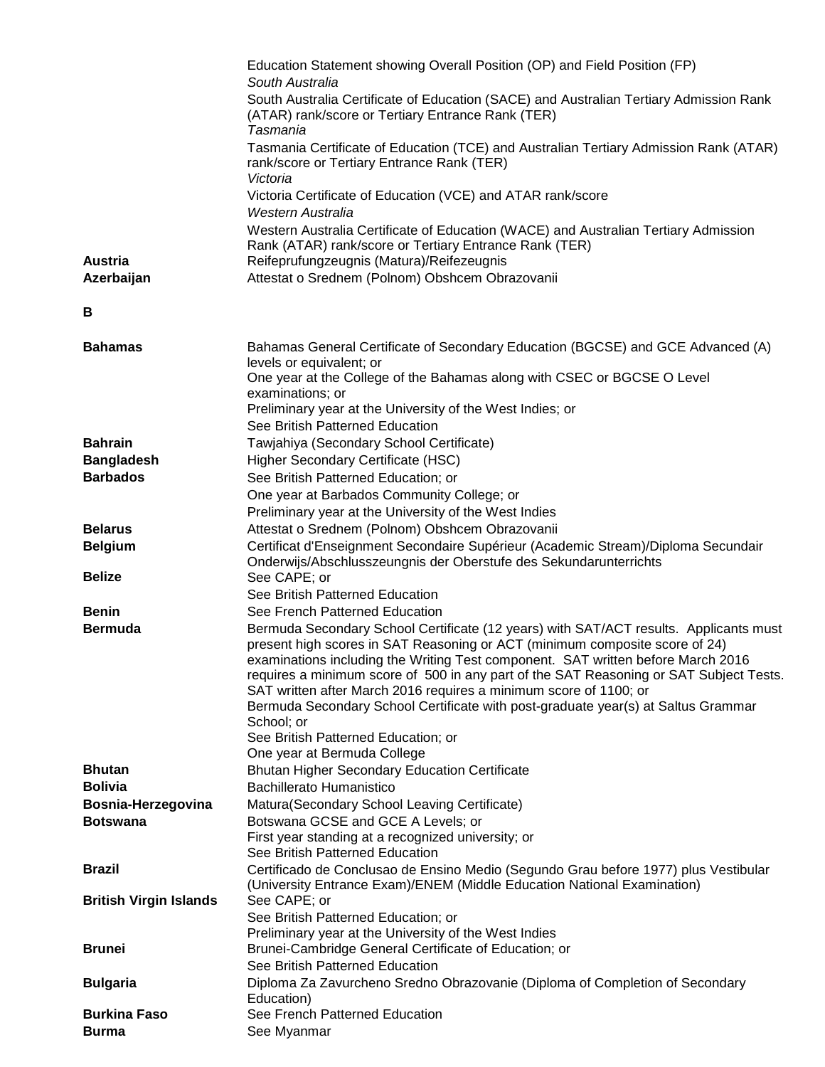| | |
|---|---|
| | Education Statement showing Overall Position (OP) and Field Position (FP) |
| | *South Australia* |
| | South Australia Certificate of Education (SACE) and Australian Tertiary Admission Rank (ATAR) rank/score or Tertiary Entrance Rank (TER) |
| | *Tasmania* |
| | Tasmania Certificate of Education (TCE) and Australian Tertiary Admission Rank (ATAR) rank/score or Tertiary Entrance Rank (TER) |
| | *Victoria* |
| | Victoria Certificate of Education (VCE) and ATAR rank/score |
| | *Western Australia* |
| | Western Australia Certificate of Education (WACE) and Australian Tertiary Admission Rank (ATAR) rank/score or Tertiary Entrance Rank (TER) |
| **Austria** | Reifeprufungzeugnis (Matura)/Reifezeugnis |
| **Azerbaijan** | Attestat o Srednem (Polnom) Obshcem Obrazovanii |

**B**

| | |
|---|---|
| **Bahamas** | Bahamas General Certificate of Secondary Education (BGCSE) and GCE Advanced (A) levels or equivalent; or<br>One year at the College of the Bahamas along with CSEC or BGCSE O Level examinations; or<br>Preliminary year at the University of the West Indies; or<br>See British Patterned Education |
| **Bahrain** | Tawjahiya (Secondary School Certificate) |
| **Bangladesh** | Higher Secondary Certificate (HSC) |
| **Barbados** | See British Patterned Education; or<br>One year at Barbados Community College; or<br>Preliminary year at the University of the West Indies |
| **Belarus** | Attestat o Srednem (Polnom) Obshcem Obrazovanii |
| **Belgium** | Certificat d'Enseignment Secondaire Supérieur (Academic Stream)/Diploma Secundair Onderwijs/Abschlusszeugnis der Oberstufe des Sekundarunterrichts |
| **Belize** | See CAPE; or<br>See British Patterned Education |
| **Benin** | See French Patterned Education |
| **Bermuda** | Bermuda Secondary School Certificate (12 years) with SAT/ACT results. Applicants must present high scores in SAT Reasoning or ACT (minimum composite score of 24) examinations including the Writing Test component. SAT written before March 2016 requires a minimum score of 500 in any part of the SAT Reasoning or SAT Subject Tests. SAT written after March 2016 requires a minimum score of 1100; or<br>Bermuda Secondary School Certificate with post-graduate year(s) at Saltus Grammar School; or<br>See British Patterned Education; or<br>One year at Bermuda College |
| **Bhutan** | Bhutan Higher Secondary Education Certificate |
| **Bolivia** | Bachillerato Humanistico |
| **Bosnia-Herzegovina** | Matura(Secondary School Leaving Certificate) |
| **Botswana** | Botswana GCSE and GCE A Levels; or<br>First year standing at a recognized university; or<br>See British Patterned Education |
| **Brazil** | Certificado de Conclusao de Ensino Medio (Segundo Grau before 1977) plus Vestibular (University Entrance Exam)/ENEM (Middle Education National Examination) |
| **British Virgin Islands** | See CAPE; or<br>See British Patterned Education; or<br>Preliminary year at the University of the West Indies |
| **Brunei** | Brunei-Cambridge General Certificate of Education; or<br>See British Patterned Education |
| **Bulgaria** | Diploma Za Zavurcheno Sredno Obrazovanie (Diploma of Completion of Secondary Education) |
| **Burkina Faso** | See French Patterned Education |
| **Burma** | See Myanmar |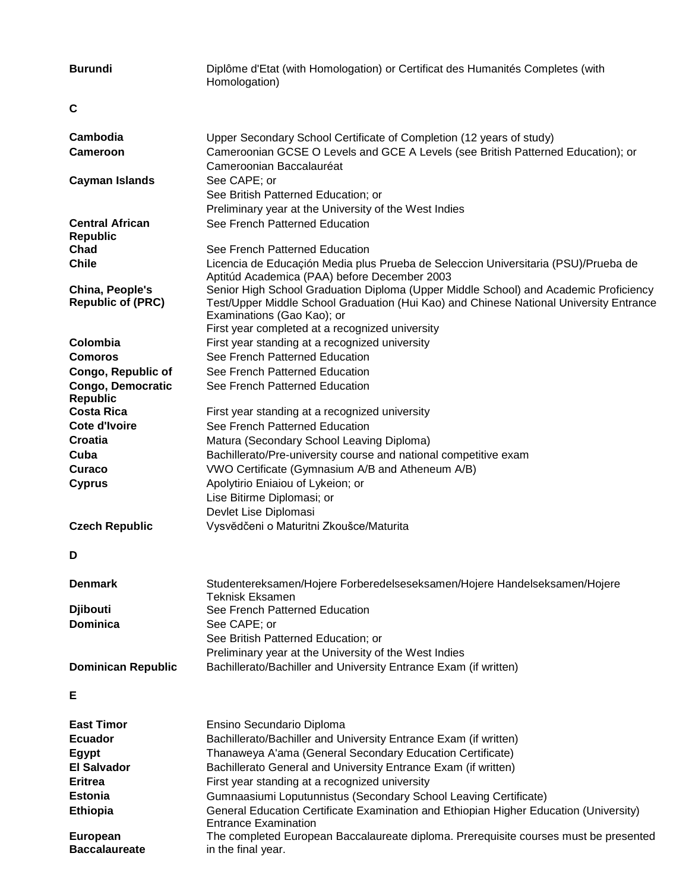| | |
|---|---|
| **Burundi** | Diplôme d'Etat (with Homologation) or Certificat des Humanités Completes (with Homologation) |

## C

| | |
|---|---|
| **Cambodia** | Upper Secondary School Certificate of Completion (12 years of study) |
| **Cameroon** | Cameroonian GCSE O Levels and GCE A Levels (see British Patterned Education); or Cameroonian Baccalauréat |
| **Cayman Islands** | See CAPE; or<br>See British Patterned Education; or<br>Preliminary year at the University of the West Indies |
| **Central African Republic** | See French Patterned Education |
| **Chad** | See French Patterned Education |
| **Chile** | Licencia de Educaçión Media plus Prueba de Seleccion Universitaria (PSU)/Prueba de Aptitúd Academica (PAA) before December 2003 |
| **China, People's Republic of (PRC)** | Senior High School Graduation Diploma (Upper Middle School) and Academic Proficiency Test/Upper Middle School Graduation (Hui Kao) and Chinese National University Entrance Examinations (Gao Kao); or<br>First year completed at a recognized university |
| **Colombia** | First year standing at a recognized university |
| **Comoros** | See French Patterned Education |
| **Congo, Republic of** | See French Patterned Education |
| **Congo, Democratic Republic** | See French Patterned Education |
| **Costa Rica** | First year standing at a recognized university |
| **Cote d'Ivoire** | See French Patterned Education |
| **Croatia** | Matura (Secondary School Leaving Diploma) |
| **Cuba** | Bachillerato/Pre-university course and national competitive exam |
| **Curaco** | VWO Certificate (Gymnasium A/B and Atheneum A/B) |
| **Cyprus** | Apolytirio Eniaiou of Lykeion; or<br>Lise Bitirme Diplomasi; or<br>Devlet Lise Diplomasi |
| **Czech Republic** | Vysvědčeni o Maturitni Zkoušce/Maturita |

## D

| | |
|---|---|
| **Denmark** | Studentereksamen/Hojere Forberedelseseksamen/Hojere Handelseksamen/Hojere Teknisk Eksamen |
| **Djibouti** | See French Patterned Education |
| **Dominica** | See CAPE; or<br>See British Patterned Education; or<br>Preliminary year at the University of the West Indies |
| **Dominican Republic** | Bachillerato/Bachiller and University Entrance Exam (if written) |

## E

| | |
|---|---|
| **East Timor** | Ensino Secundario Diploma |
| **Ecuador** | Bachillerato/Bachiller and University Entrance Exam (if written) |
| **Egypt** | Thanaweya A'ama (General Secondary Education Certificate) |
| **El Salvador** | Bachillerato General and University Entrance Exam (if written) |
| **Eritrea** | First year standing at a recognized university |
| **Estonia** | Gumnaasiumi Loputunnistus (Secondary School Leaving Certificate) |
| **Ethiopia** | General Education Certificate Examination and Ethiopian Higher Education (University) Entrance Examination |
| **European Baccalaureate** | The completed European Baccalaureate diploma. Prerequisite courses must be presented in the final year. |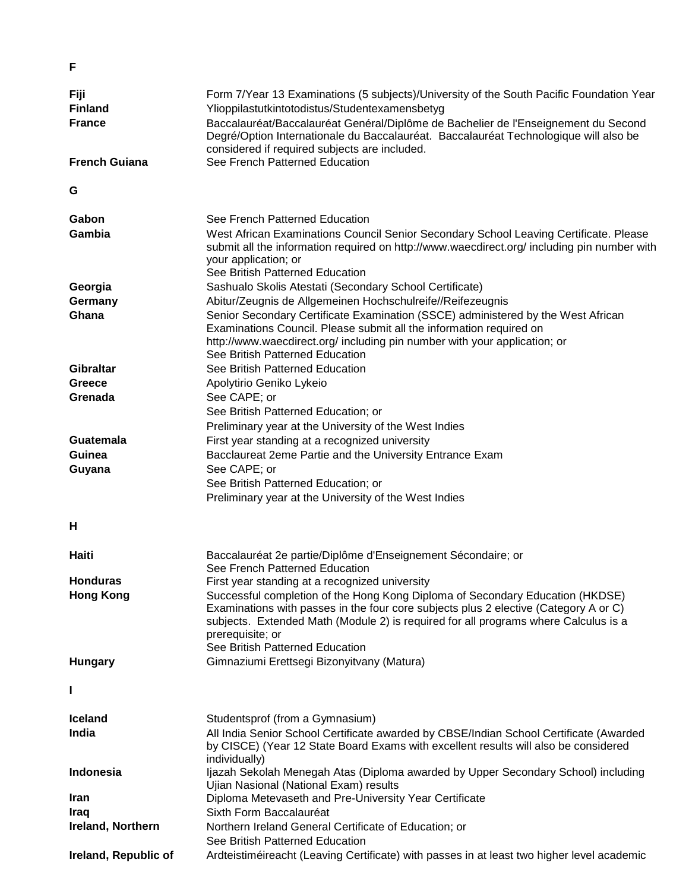## F

| Country | Qualification |
|---|---|
| **Fiji** | Form 7/Year 13 Examinations (5 subjects)/University of the South Pacific Foundation Year |
| **Finland** | Ylioppilastutkintotodistus/Studentexamensbetyg |
| **France** | Baccalauréat/Baccalauréat Genéral/Diplôme de Bachelier de l'Enseignement du Second Degré/Option Internationale du Baccalauréat. Baccalauréat Technologique will also be considered if required subjects are included. |
| **French Guiana** | See French Patterned Education |

## G

| Country | Qualification |
|---|---|
| **Gabon** | See French Patterned Education |
| **Gambia** | West African Examinations Council Senior Secondary School Leaving Certificate. Please submit all the information required on http://www.waecdirect.org/ including pin number with your application; or See British Patterned Education |
| **Georgia** | Sashualo Skolis Atestati (Secondary School Certificate) |
| **Germany** | Abitur/Zeugnis de Allgemeinen Hochschulreife//Reifezeugnis |
| **Ghana** | Senior Secondary Certificate Examination (SSCE) administered by the West African Examinations Council. Please submit all the information required on http://www.waecdirect.org/ including pin number with your application; or See British Patterned Education |
| **Gibraltar** | See British Patterned Education |
| **Greece** | Apolytirio Geniko Lykeio |
| **Grenada** | See CAPE; or See British Patterned Education; or Preliminary year at the University of the West Indies |
| **Guatemala** | First year standing at a recognized university |
| **Guinea** | Bacclaureat 2eme Partie and the University Entrance Exam |
| **Guyana** | See CAPE; or See British Patterned Education; or Preliminary year at the University of the West Indies |

## H

| Country | Qualification |
|---|---|
| **Haiti** | Baccalauréat 2e partie/Diplôme d'Enseignement Sécondaire; or See French Patterned Education |
| **Honduras** | First year standing at a recognized university |
| **Hong Kong** | Successful completion of the Hong Kong Diploma of Secondary Education (HKDSE) Examinations with passes in the four core subjects plus 2 elective (Category A or C) subjects. Extended Math (Module 2) is required for all programs where Calculus is a prerequisite; or See British Patterned Education |
| **Hungary** | Gimnaziumi Erettsegi Bizonyitvany (Matura) |

## I

| Country | Qualification |
|---|---|
| **Iceland** | Studentsprof (from a Gymnasium) |
| **India** | All India Senior School Certificate awarded by CBSE/Indian School Certificate (Awarded by CISCE) (Year 12 State Board Exams with excellent results will also be considered individually) |
| **Indonesia** | Ijazah Sekolah Menegah Atas (Diploma awarded by Upper Secondary School) including Ujian Nasional (National Exam) results |
| **Iran** | Diploma Metevaseth and Pre-University Year Certificate |
| **Iraq** | Sixth Form Baccalauréat |
| **Ireland, Northern** | Northern Ireland General Certificate of Education; or See British Patterned Education |
| **Ireland, Republic of** | Ardteistiméireacht (Leaving Certificate) with passes in at least two higher level academic |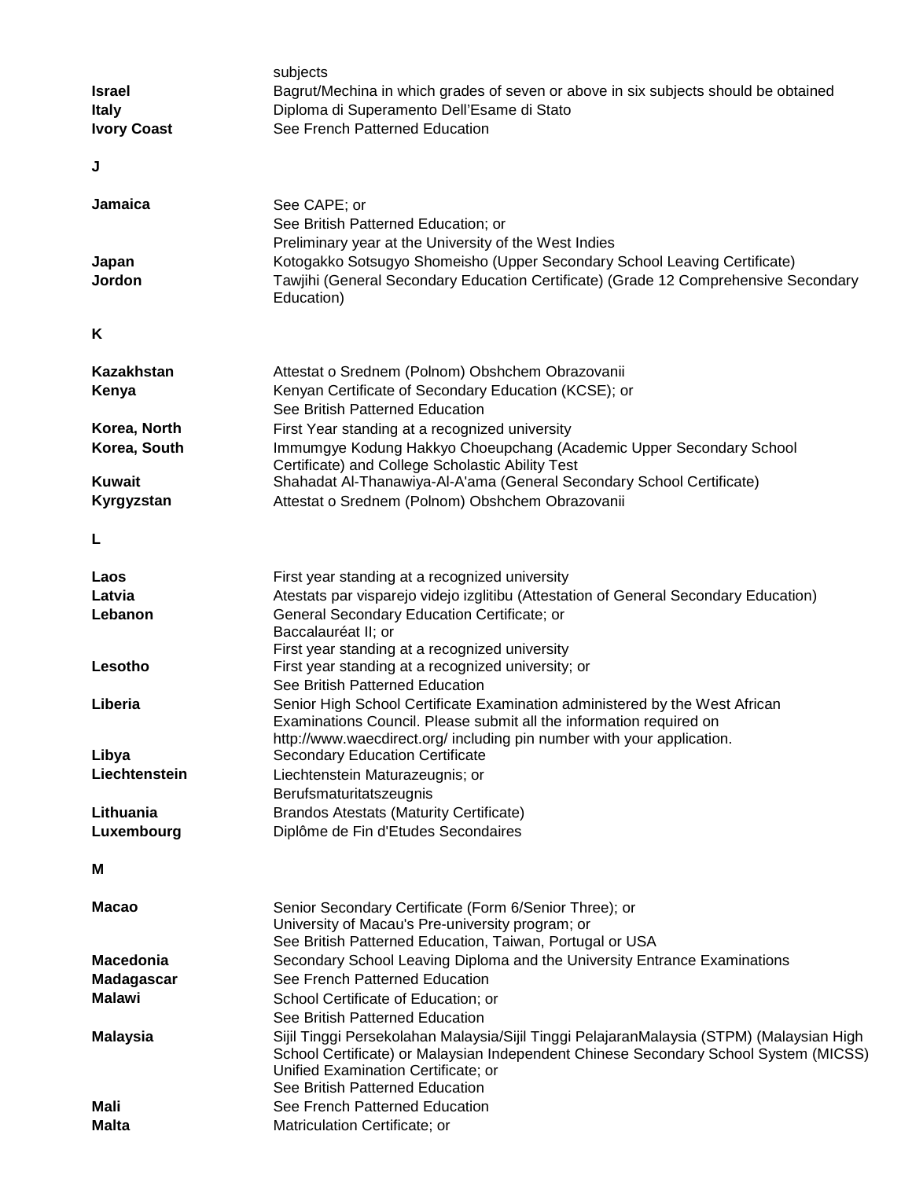| | |
|---|---|
| | subjects |
| **Israel** | Bagrut/Mechina in which grades of seven or above in six subjects should be obtained |
| **Italy** | Diploma di Superamento Dell'Esame di Stato |
| **Ivory Coast** | See French Patterned Education |

**J**

| | |
|---|---|
| **Jamaica** | See CAPE; or<br>See British Patterned Education; or<br>Preliminary year at the University of the West Indies |
| **Japan** | Kotogakko Sotsugyo Shomeisho (Upper Secondary School Leaving Certificate) |
| **Jordon** | Tawjihi (General Secondary Education Certificate) (Grade 12 Comprehensive Secondary Education) |

**K**

| | |
|---|---|
| **Kazakhstan** | Attestat o Srednem (Polnom) Obshchem Obrazovanii |
| **Kenya** | Kenyan Certificate of Secondary Education (KCSE); or<br>See British Patterned Education |
| **Korea, North** | First Year standing at a recognized university |
| **Korea, South** | Immumgye Kodung Hakkyo Choeupchang (Academic Upper Secondary School Certificate) and College Scholastic Ability Test |
| **Kuwait** | Shahadat Al-Thanawiya-Al-A'ama (General Secondary School Certificate) |
| **Kyrgyzstan** | Attestat o Srednem (Polnom) Obshchem Obrazovanii |

**L**

| | |
|---|---|
| **Laos** | First year standing at a recognized university |
| **Latvia** | Atestats par visparejo videjo izglitibu (Attestation of General Secondary Education) |
| **Lebanon** | General Secondary Education Certificate; or<br>Baccalauréat II; or<br>First year standing at a recognized university |
| **Lesotho** | First year standing at a recognized university; or<br>See British Patterned Education |
| **Liberia** | Senior High School Certificate Examination administered by the West African Examinations Council. Please submit all the information required on http://www.waecdirect.org/ including pin number with your application. |
| **Libya** | Secondary Education Certificate |
| **Liechtenstein** | Liechtenstein Maturazeugnis; or<br>Berufsmaturitatszeugnis |
| **Lithuania** | Brandos Atestats (Maturity Certificate) |
| **Luxembourg** | Diplôme de Fin d'Etudes Secondaires |

**M**

| | |
|---|---|
| **Macao** | Senior Secondary Certificate (Form 6/Senior Three); or<br>University of Macau's Pre-university program; or<br>See British Patterned Education, Taiwan, Portugal or USA |
| **Macedonia** | Secondary School Leaving Diploma and the University Entrance Examinations |
| **Madagascar** | See French Patterned Education |
| **Malawi** | School Certificate of Education; or<br>See British Patterned Education |
| **Malaysia** | Sijil Tinggi Persekolahan Malaysia/Sijil Tinggi PelajaranMalaysia (STPM) (Malaysian High School Certificate) or Malaysian Independent Chinese Secondary School System (MICSS) Unified Examination Certificate; or<br>See British Patterned Education |
| **Mali** | See French Patterned Education |
| **Malta** | Matriculation Certificate; or |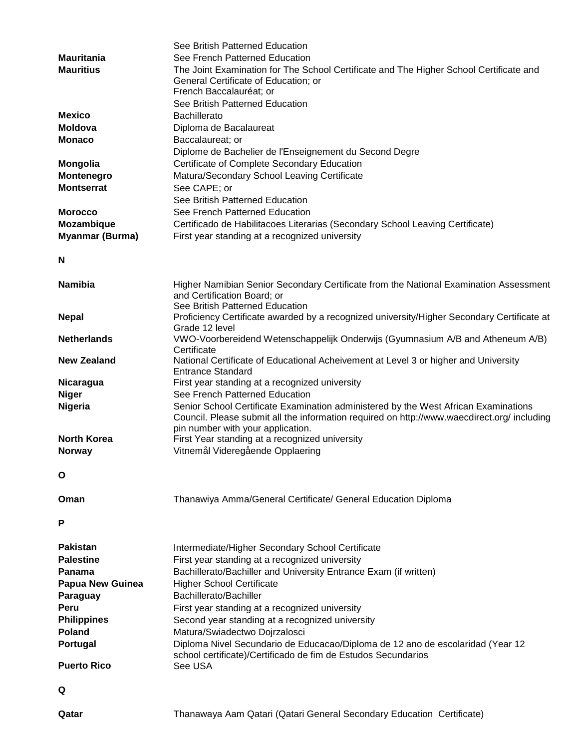| | |
|---|---|
| | See British Patterned Education |
| **Mauritania** | See French Patterned Education |
| **Mauritius** | The Joint Examination for The School Certificate and The Higher School Certificate and General Certificate of Education; or<br>French Baccalauréat; or<br>See British Patterned Education |
| **Mexico** | Bachillerato |
| **Moldova** | Diploma de Bacalaureat |
| **Monaco** | Baccalaureat; or<br>Diplome de Bachelier de l'Enseignement du Second Degre |
| **Mongolia** | Certificate of Complete Secondary Education |
| **Montenegro** | Matura/Secondary School Leaving Certificate |
| **Montserrat** | See CAPE; or<br>See British Patterned Education |
| **Morocco** | See French Patterned Education |
| **Mozambique** | Certificado de Habilitacoes Literarias (Secondary School Leaving Certificate) |
| **Myanmar (Burma)** | First year standing at a recognized university |

**N**

| | |
|---|---|
| **Namibia** | Higher Namibian Senior Secondary Certificate from the National Examination Assessment and Certification Board; or<br>See British Patterned Education |
| **Nepal** | Proficiency Certificate awarded by a recognized university/Higher Secondary Certificate at Grade 12 level |
| **Netherlands** | VWO-Voorbereidend Wetenschappelijk Onderwijs (Gyumnasium A/B and Atheneum A/B) Certificate |
| **New Zealand** | National Certificate of Educational Acheivement at Level 3 or higher and University Entrance Standard |
| **Nicaragua** | First year standing at a recognized university |
| **Niger** | See French Patterned Education |
| **Nigeria** | Senior School Certificate Examination administered by the West African Examinations Council. Please submit all the information required on http://www.waecdirect.org/ including pin number with your application. |
| **North Korea** | First Year standing at a recognized university |
| **Norway** | Vitnemål Videregående Opplaering |

**O**

| | |
|---|---|
| **Oman** | Thanawiya Amma/General Certificate/ General Education Diploma |

**P**

| | |
|---|---|
| **Pakistan** | Intermediate/Higher Secondary School Certificate |
| **Palestine** | First year standing at a recognized university |
| **Panama** | Bachillerato/Bachiller and University Entrance Exam (if written) |
| **Papua New Guinea** | Higher School Certificate |
| **Paraguay** | Bachillerato/Bachiller |
| **Peru** | First year standing at a recognized university |
| **Philippines** | Second year standing at a recognized university |
| **Poland** | Matura/Swiadectwo Dojrzalosci |
| **Portugal** | Diploma Nivel Secundario de Educacao/Diploma de 12 ano de escolaridad (Year 12 school certificate)/Certificado de fim de Estudos Secundarios |
| **Puerto Rico** | See USA |

**Q**

| | |
|---|---|
| **Qatar** | Thanawaya Aam Qatari (Qatari General Secondary Education Certificate) |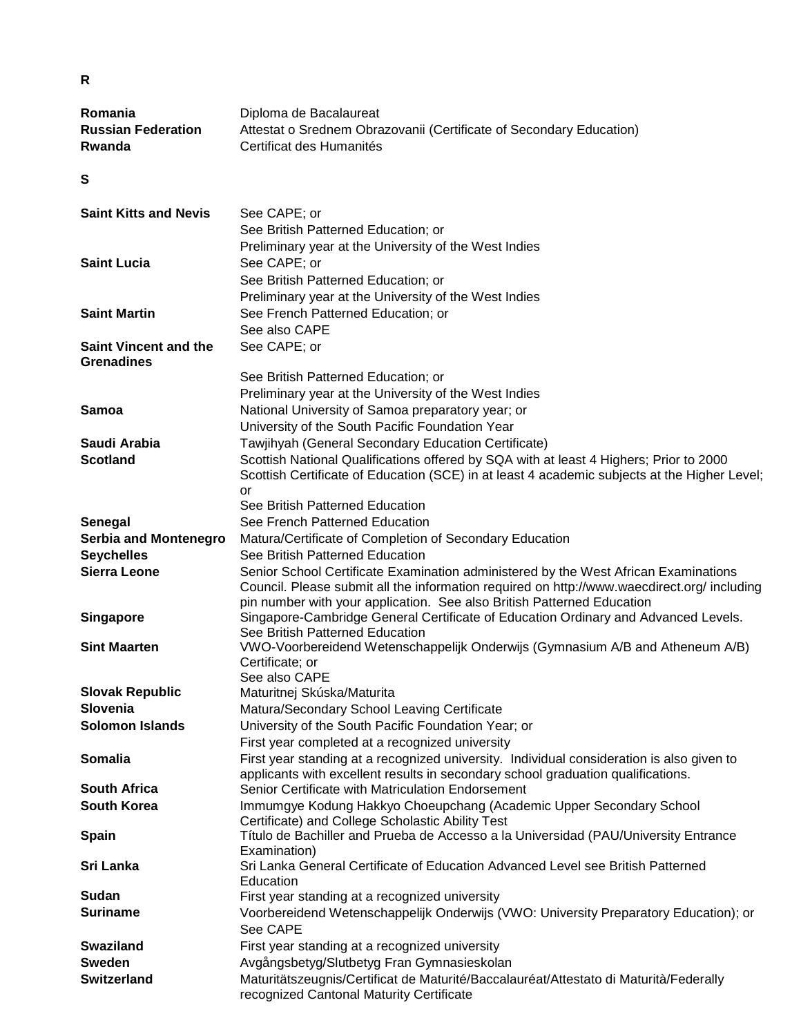## R

| | |
|---|---|
| **Romania** | Diploma de Bacalaureat |
| **Russian Federation** | Attestat o Srednem Obrazovanii (Certificate of Secondary Education) |
| **Rwanda** | Certificat des Humanités |

## S

| | |
|---|---|
| **Saint Kitts and Nevis** | See CAPE; or<br>See British Patterned Education; or<br>Preliminary year at the University of the West Indies |
| **Saint Lucia** | See CAPE; or<br>See British Patterned Education; or<br>Preliminary year at the University of the West Indies |
| **Saint Martin** | See French Patterned Education; or<br>See also CAPE |
| **Saint Vincent and the Grenadines** | See CAPE; or<br>See British Patterned Education; or<br>Preliminary year at the University of the West Indies |
| **Samoa** | National University of Samoa preparatory year; or<br>University of the South Pacific Foundation Year |
| **Saudi Arabia** | Tawjihyah (General Secondary Education Certificate) |
| **Scotland** | Scottish National Qualifications offered by SQA with at least 4 Highers; Prior to 2000 Scottish Certificate of Education (SCE) in at least 4 academic subjects at the Higher Level; or<br>See British Patterned Education |
| **Senegal** | See French Patterned Education |
| **Serbia and Montenegro** | Matura/Certificate of Completion of Secondary Education |
| **Seychelles** | See British Patterned Education |
| **Sierra Leone** | Senior School Certificate Examination administered by the West African Examinations Council. Please submit all the information required on http://www.waecdirect.org/ including pin number with your application. See also British Patterned Education |
| **Singapore** | Singapore-Cambridge General Certificate of Education Ordinary and Advanced Levels. See British Patterned Education |
| **Sint Maarten** | VWO-Voorbereidend Wetenschappelijk Onderwijs (Gymnasium A/B and Atheneum A/B) Certificate; or<br>See also CAPE |
| **Slovak Republic** | Maturitnej Skúska/Maturita |
| **Slovenia** | Matura/Secondary School Leaving Certificate |
| **Solomon Islands** | University of the South Pacific Foundation Year; or<br>First year completed at a recognized university |
| **Somalia** | First year standing at a recognized university. Individual consideration is also given to applicants with excellent results in secondary school graduation qualifications. |
| **South Africa** | Senior Certificate with Matriculation Endorsement |
| **South Korea** | Immumgye Kodung Hakkyo Choeupchang (Academic Upper Secondary School Certificate) and College Scholastic Ability Test |
| **Spain** | Título de Bachiller and Prueba de Accesso a la Universidad (PAU/University Entrance Examination) |
| **Sri Lanka** | Sri Lanka General Certificate of Education Advanced Level see British Patterned Education |
| **Sudan** | First year standing at a recognized university |
| **Suriname** | Voorbereidend Wetenschappelijk Onderwijs (VWO: University Preparatory Education); or<br>See CAPE |
| **Swaziland** | First year standing at a recognized university |
| **Sweden** | Avgångsbetyg/Slutbetyg Fran Gymnasieskolan |
| **Switzerland** | Maturitätszeugnis/Certificat de Maturité/Baccalauréat/Attestato di Maturità/Federally recognized Cantonal Maturity Certificate |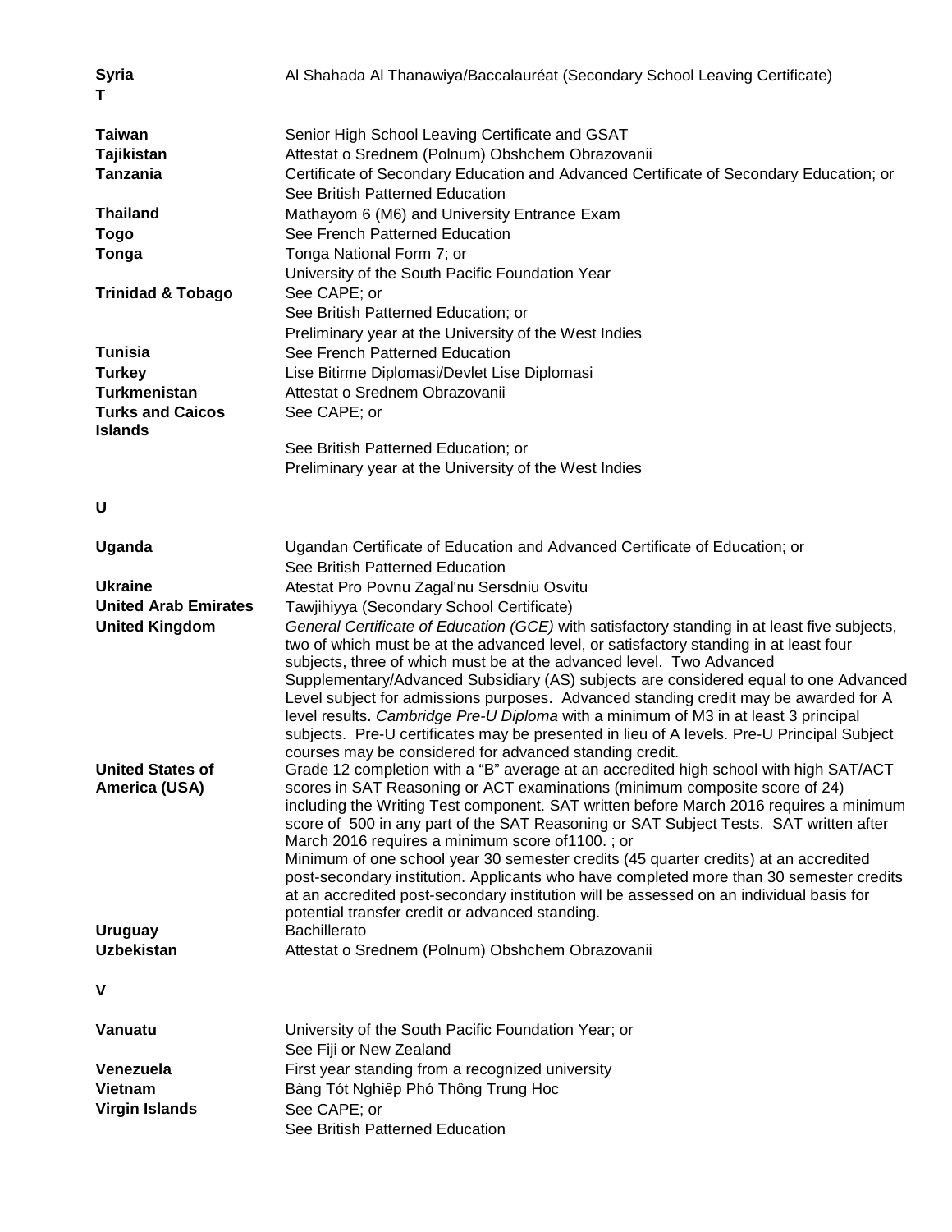| | |
|---|---|
| **Syria** | Al Shahada Al Thanawiya/Baccalauréat (Secondary School Leaving Certificate) |
| **T** | |
| **Taiwan** | Senior High School Leaving Certificate and GSAT |
| **Tajikistan** | Attestat o Srednem (Polnum) Obshchem Obrazovanii |
| **Tanzania** | Certificate of Secondary Education and Advanced Certificate of Secondary Education; or See British Patterned Education |
| **Thailand** | Mathayom 6 (M6) and University Entrance Exam |
| **Togo** | See French Patterned Education |
| **Tonga** | Tonga National Form 7; or University of the South Pacific Foundation Year |
| **Trinidad & Tobago** | See CAPE; or See British Patterned Education; or Preliminary year at the University of the West Indies |
| **Tunisia** | See French Patterned Education |
| **Turkey** | Lise Bitirme Diplomasi/Devlet Lise Diplomasi |
| **Turkmenistan** | Attestat o Srednem Obrazovanii |
| **Turks and Caicos Islands** | See CAPE; or See British Patterned Education; or Preliminary year at the University of the West Indies |
| **U** | |
| **Uganda** | Ugandan Certificate of Education and Advanced Certificate of Education; or See British Patterned Education |
| **Ukraine** | Atestat Pro Povnu Zagal'nu Sersdniu Osvitu |
| **United Arab Emirates** | Tawjihiyya (Secondary School Certificate) |
| **United Kingdom** | *General Certificate of Education (GCE)* with satisfactory standing in at least five subjects, two of which must be at the advanced level, or satisfactory standing in at least four subjects, three of which must be at the advanced level. Two Advanced Supplementary/Advanced Subsidiary (AS) subjects are considered equal to one Advanced Level subject for admissions purposes. Advanced standing credit may be awarded for A level results. *Cambridge Pre-U Diploma* with a minimum of M3 in at least 3 principal subjects. Pre-U certificates may be presented in lieu of A levels. Pre-U Principal Subject courses may be considered for advanced standing credit. |
| **United States of America (USA)** | Grade 12 completion with a "B" average at an accredited high school with high SAT/ACT scores in SAT Reasoning or ACT examinations (minimum composite score of 24) including the Writing Test component. SAT written before March 2016 requires a minimum score of 500 in any part of the SAT Reasoning or SAT Subject Tests. SAT written after March 2016 requires a minimum score of1100. ; or Minimum of one school year 30 semester credits (45 quarter credits) at an accredited post-secondary institution. Applicants who have completed more than 30 semester credits at an accredited post-secondary institution will be assessed on an individual basis for potential transfer credit or advanced standing. |
| **Uruguay** | Bachillerato |
| **Uzbekistan** | Attestat o Srednem (Polnum) Obshchem Obrazovanii |
| **V** | |
| **Vanuatu** | University of the South Pacific Foundation Year; or See Fiji or New Zealand |
| **Venezuela** | First year standing from a recognized university |
| **Vietnam** | Bàng Tót Nghiêp Phó Thông Trung Hoc |
| **Virgin Islands** | See CAPE; or See British Patterned Education |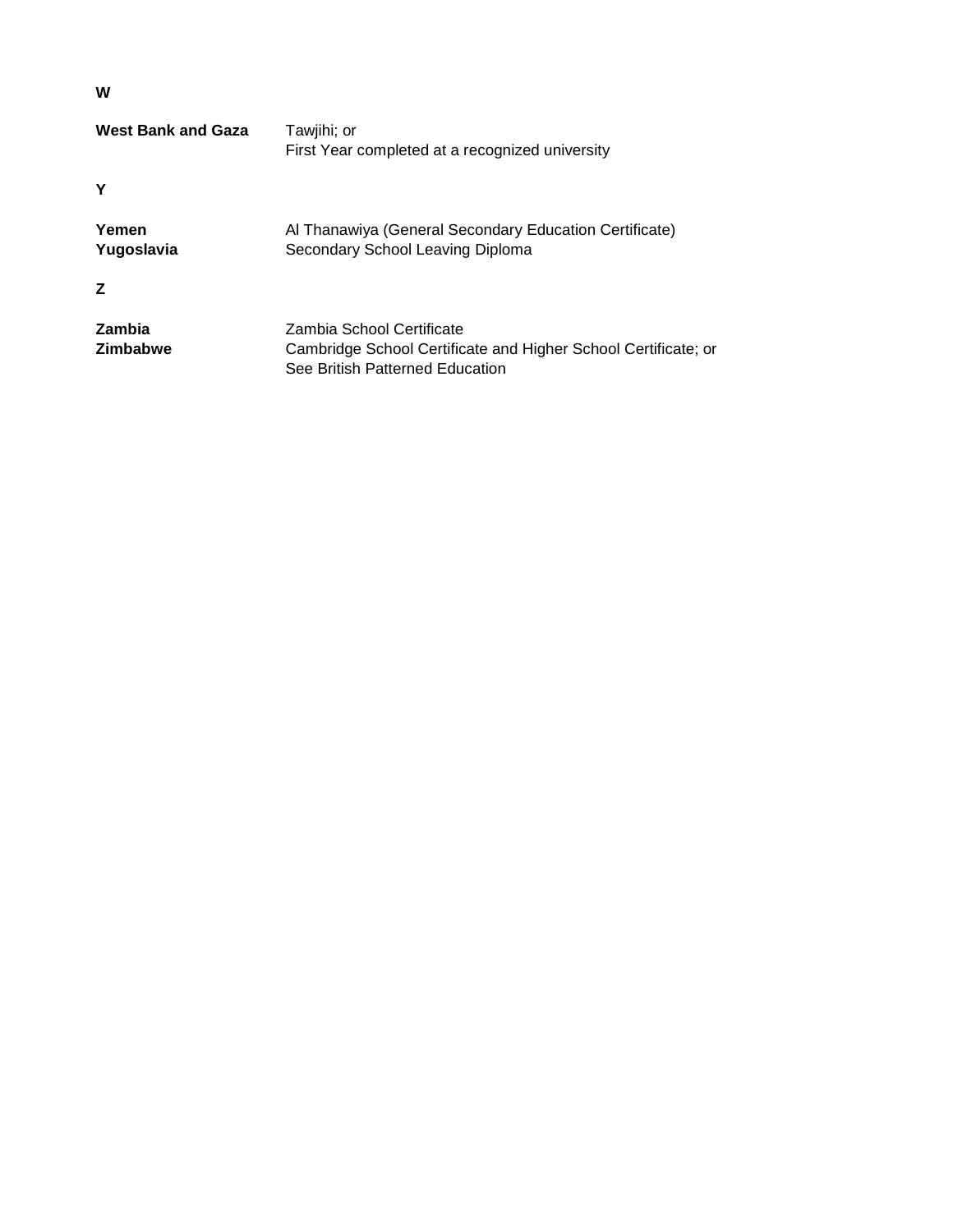**W**

| | |
|---|---|
| **West Bank and Gaza** | Tawjihi; or<br>First Year completed at a recognized university |

**Y**

| | |
|---|---|
| **Yemen** | Al Thanawiya (General Secondary Education Certificate) |
| **Yugoslavia** | Secondary School Leaving Diploma |

**Z**

| | |
|---|---|
| **Zambia** | Zambia School Certificate |
| **Zimbabwe** | Cambridge School Certificate and Higher School Certificate; or<br>See British Patterned Education |